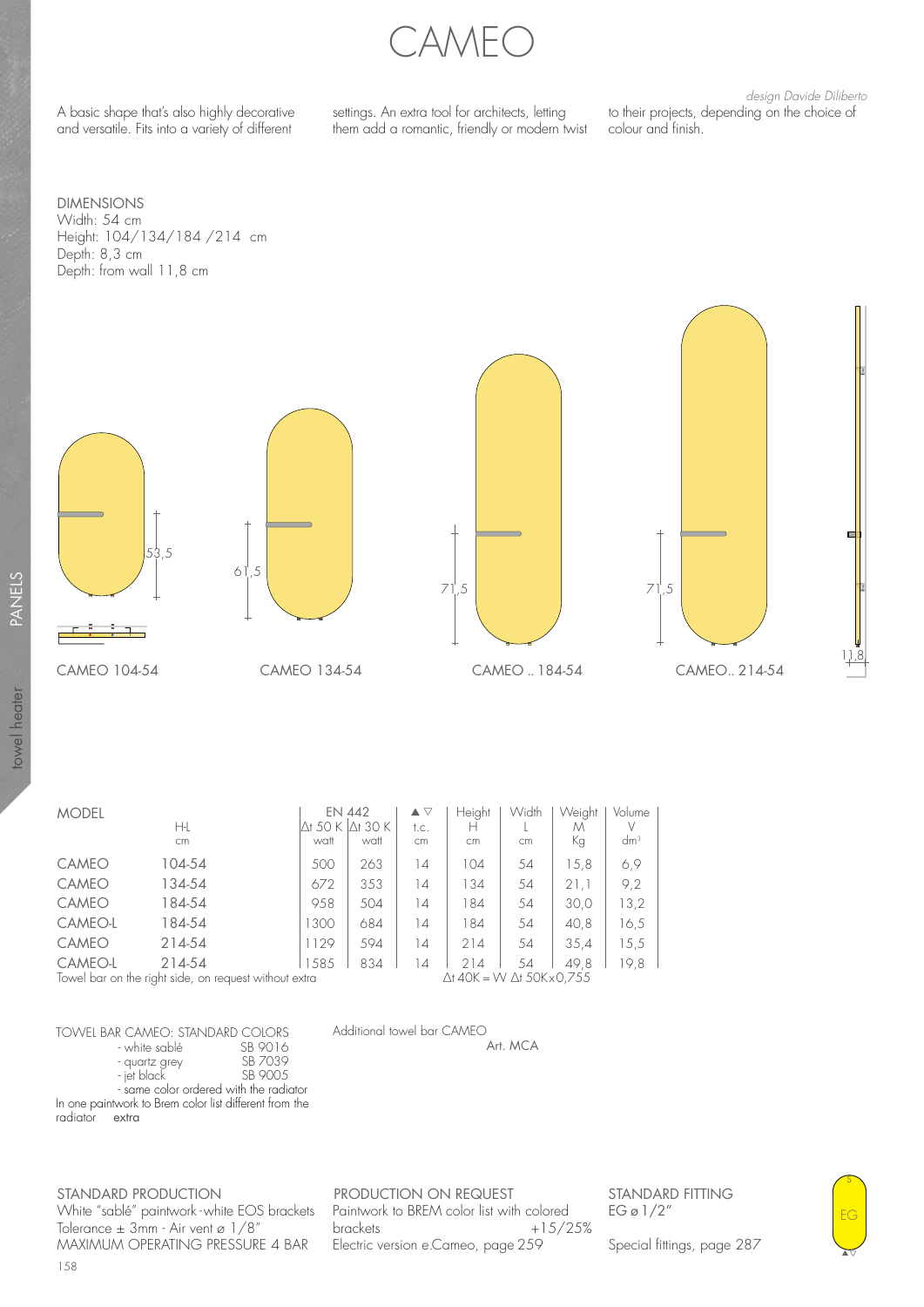# CAMEO

*design Davide Diliberto*

A basic shape that's also highly decorative and versatile. Fits into a variety of different settings. An extra tool for architects, letting them add a romantic, friendly or modern twist to their projects, depending on the choice of colour and finish.

DIMENSIONS
Width: 54 cm
Height: 104/134/184 /214 cm
Depth: 8,3 cm
Depth: from wall 11,8 cm

53,5 — CAMEO 104-54

61,5 — CAMEO 134-54

71,5 — CAMEO .. 184-54

71,5 — CAMEO.. 214-54

11,8

| MODEL | H-L cm | EN 442 Δt 50 K watt | Δt 30 K watt | ▲▽ t.c. cm | Height H cm | Width L cm | Weight M Kg | Volume V dm³ |
|---|---|---|---|---|---|---|---|---|
| CAMEO | 104-54 | 500 | 263 | 14 | 104 | 54 | 15,8 | 6,9 |
| CAMEO | 134-54 | 672 | 353 | 14 | 134 | 54 | 21,1 | 9,2 |
| CAMEO | 184-54 | 958 | 504 | 14 | 184 | 54 | 30,0 | 13,2 |
| CAMEO-L | 184-54 | 1300 | 684 | 14 | 184 | 54 | 40,8 | 16,5 |
| CAMEO | 214-54 | 1129 | 594 | 14 | 214 | 54 | 35,4 | 15,5 |
| CAMEO-L | 214-54 | 1585 | 834 | 14 | 214 | 54 | 49,8 | 19,8 |

Towel bar on the right side, on request without extra

Δt 40K = W Δt 50K x 0,755

TOWEL BAR CAMEO: STANDARD COLORS
- white sablé SB 9016
- quartz grey SB 7039
- jet black SB 9005
- same color ordered with the radiator

In one paintwork to Brem color list different from the radiator extra

Additional towel bar CAMEO Art. MCA

STANDARD PRODUCTION
White "sablé" paintwork - white EOS brackets
Tolerance ± 3mm - Air vent ⌀ 1/8"
MAXIMUM OPERATING PRESSURE 4 BAR

PRODUCTION ON REQUEST
Paintwork to BREM color list with colored brackets +15/25%
Electric version e.Cameo, page 259

STANDARD FITTING
EG ⌀ 1/2"

Special fittings, page 287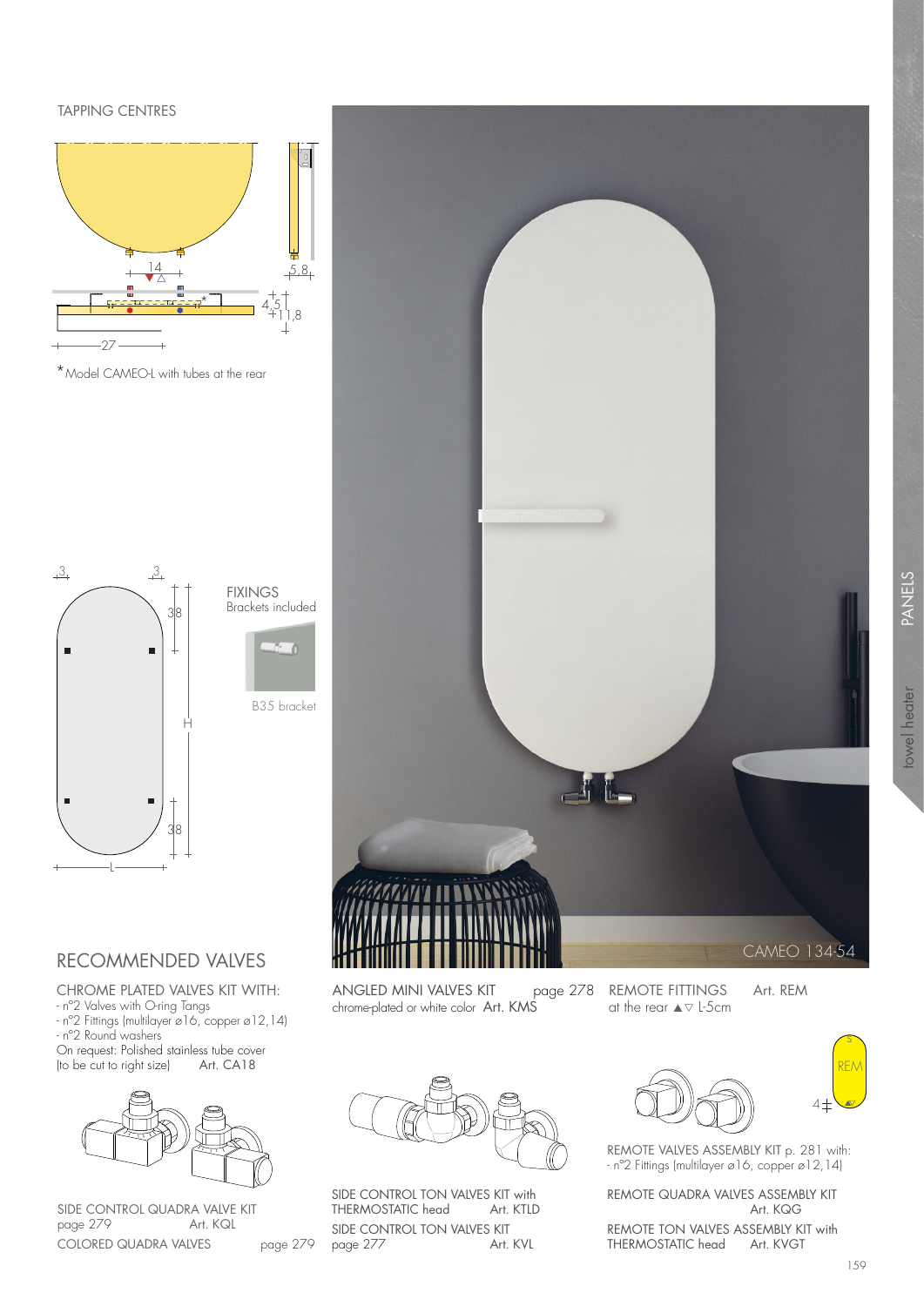TAPPING CENTRES

14

5,8

4,5

11,8

27

*Model CAMEO-L with tubes at the rear

3 3

38

H

38

L

FIXINGS
Brackets included

B35 bracket

CAMEO 134-54

## RECOMMENDED VALVES

CHROME PLATED VALVES KIT WITH:
- n°2 Valves with O-ring Tangs
- n°2 Fittings (multilayer ø16, copper ø12,14)
- n°2 Round washers

On request: Polished stainless tube cover
(to be cut to right size) Art. CA18

SIDE CONTROL QUADRA VALVE KIT
page 279 Art. KQL

COLORED QUADRA VALVES page 279

ANGLED MINI VALVES KIT page 278
chrome-plated or white color Art. KMS

SIDE CONTROL TON VALVES KIT with
THERMOSTATIC head Art. KTLD

SIDE CONTROL TON VALVES KIT
page 277 Art. KVL

REMOTE FITTINGS Art. REM
at the rear ▲▽ L-5cm

REM

4

REMOTE VALVES ASSEMBLY KIT p. 281 with:
- n°2 Fittings (multilayer ø16, copper ø12,14)

REMOTE QUADRA VALVES ASSEMBLY KIT
Art. KQG

REMOTE TON VALVES ASSEMBLY KIT with
THERMOSTATIC head Art. KVGT